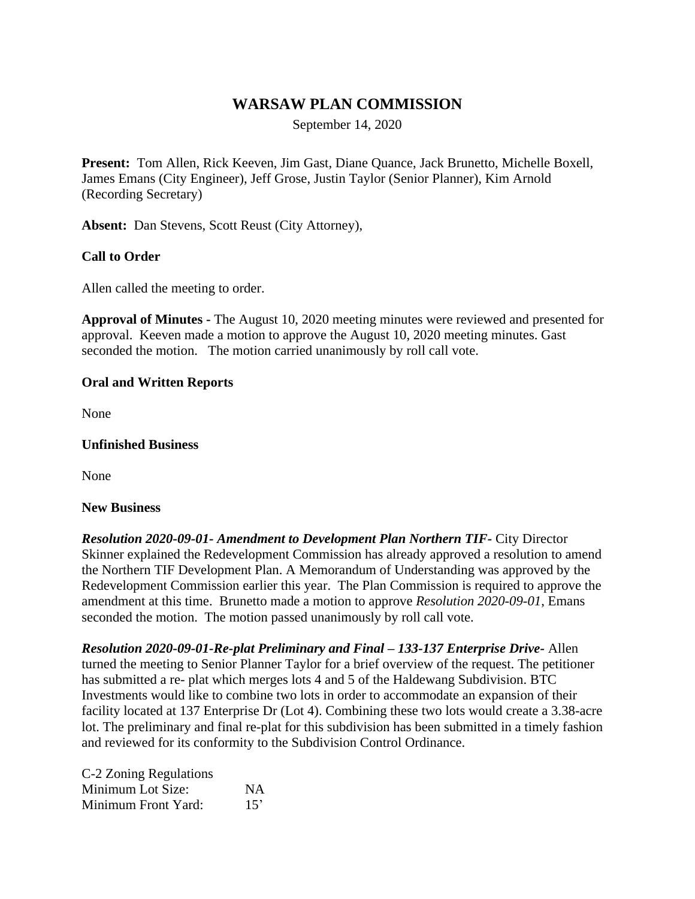# WARSAW PLAN COMMISSION

September 14, 2020

**Present:** Tom Allen, Rick Keeven, Jim Gast, Diane Quance, Jack Brunetto, Michelle Boxell, James Emans (City Engineer), Jeff Grose, Justin Taylor (Senior Planner), Kim Arnold (Recording Secretary)

**Absent:** Dan Stevens, Scott Reust (City Attorney),

**Call to Order**

Allen called the meeting to order.

**Approval of Minutes -** The August 10, 2020 meeting minutes were reviewed and presented for approval. Keeven made a motion to approve the August 10, 2020 meeting minutes. Gast seconded the motion. The motion carried unanimously by roll call vote.

**Oral and Written Reports**

None

**Unfinished Business**

None

**New Business**

***Resolution 2020-09-01- Amendment to Development Plan Northern TIF-*** City Director Skinner explained the Redevelopment Commission has already approved a resolution to amend the Northern TIF Development Plan. A Memorandum of Understanding was approved by the Redevelopment Commission earlier this year. The Plan Commission is required to approve the amendment at this time. Brunetto made a motion to approve *Resolution 2020-09-01*, Emans seconded the motion. The motion passed unanimously by roll call vote.

***Resolution 2020-09-01-Re-plat Preliminary and Final – 133-137 Enterprise Drive-*** Allen turned the meeting to Senior Planner Taylor for a brief overview of the request. The petitioner has submitted a re- plat which merges lots 4 and 5 of the Haldewang Subdivision. BTC Investments would like to combine two lots in order to accommodate an expansion of their facility located at 137 Enterprise Dr (Lot 4). Combining these two lots would create a 3.38-acre lot. The preliminary and final re-plat for this subdivision has been submitted in a timely fashion and reviewed for its conformity to the Subdivision Control Ordinance.

C-2 Zoning Regulations
Minimum Lot Size: NA
Minimum Front Yard: 15’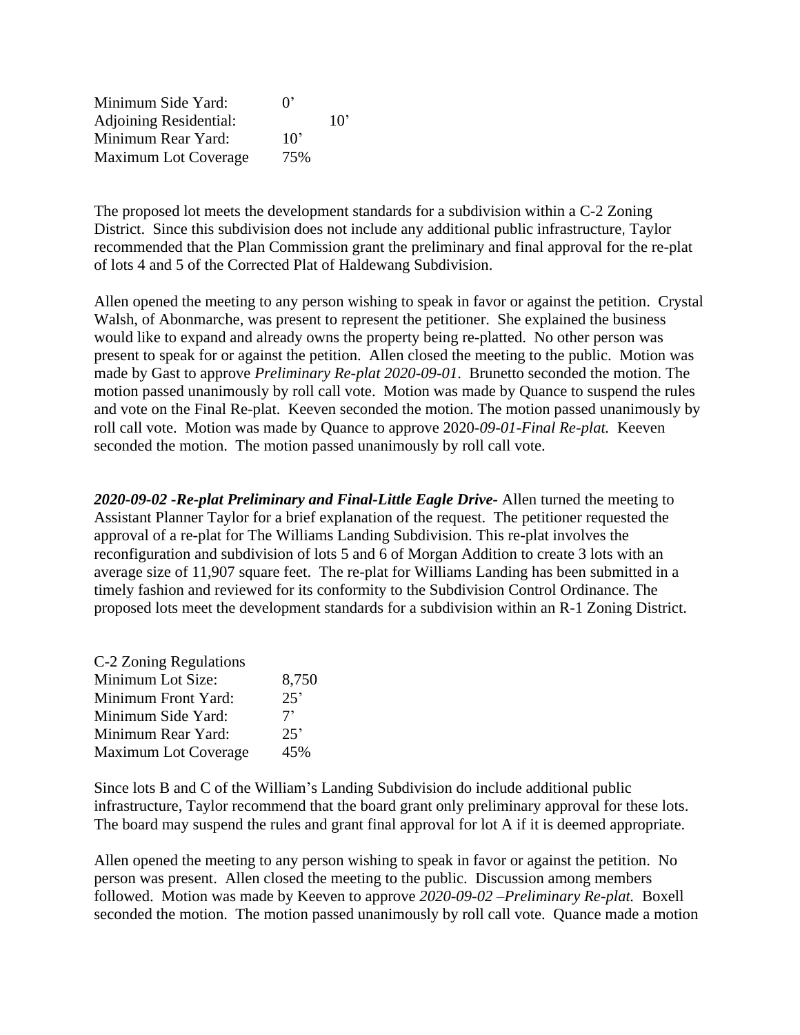| | |
|---|---|
| Minimum Side Yard: | 0' |
| Adjoining Residential: | 10' |
| Minimum Rear Yard: | 10' |
| Maximum Lot Coverage | 75% |

The proposed lot meets the development standards for a subdivision within a C-2 Zoning District. Since this subdivision does not include any additional public infrastructure, Taylor recommended that the Plan Commission grant the preliminary and final approval for the re-plat of lots 4 and 5 of the Corrected Plat of Haldewang Subdivision.

Allen opened the meeting to any person wishing to speak in favor or against the petition. Crystal Walsh, of Abonmarche, was present to represent the petitioner. She explained the business would like to expand and already owns the property being re-platted. No other person was present to speak for or against the petition. Allen closed the meeting to the public. Motion was made by Gast to approve *Preliminary Re-plat 2020-09-01*. Brunetto seconded the motion. The motion passed unanimously by roll call vote. Motion was made by Quance to suspend the rules and vote on the Final Re-plat. Keeven seconded the motion. The motion passed unanimously by roll call vote. Motion was made by Quance to approve 2020-*09-01-Final Re-plat.* Keeven seconded the motion. The motion passed unanimously by roll call vote.

***2020-09-02 -Re-plat Preliminary and Final-Little Eagle Drive-*** Allen turned the meeting to Assistant Planner Taylor for a brief explanation of the request. The petitioner requested the approval of a re-plat for The Williams Landing Subdivision. This re-plat involves the reconfiguration and subdivision of lots 5 and 6 of Morgan Addition to create 3 lots with an average size of 11,907 square feet. The re-plat for Williams Landing has been submitted in a timely fashion and reviewed for its conformity to the Subdivision Control Ordinance. The proposed lots meet the development standards for a subdivision within an R-1 Zoning District.

| C-2 Zoning Regulations | |
|---|---|
| Minimum Lot Size: | 8,750 |
| Minimum Front Yard: | 25' |
| Minimum Side Yard: | 7' |
| Minimum Rear Yard: | 25' |
| Maximum Lot Coverage | 45% |

Since lots B and C of the William's Landing Subdivision do include additional public infrastructure, Taylor recommend that the board grant only preliminary approval for these lots. The board may suspend the rules and grant final approval for lot A if it is deemed appropriate.

Allen opened the meeting to any person wishing to speak in favor or against the petition. No person was present. Allen closed the meeting to the public. Discussion among members followed. Motion was made by Keeven to approve *2020-09-02 –Preliminary Re-plat.* Boxell seconded the motion. The motion passed unanimously by roll call vote. Quance made a motion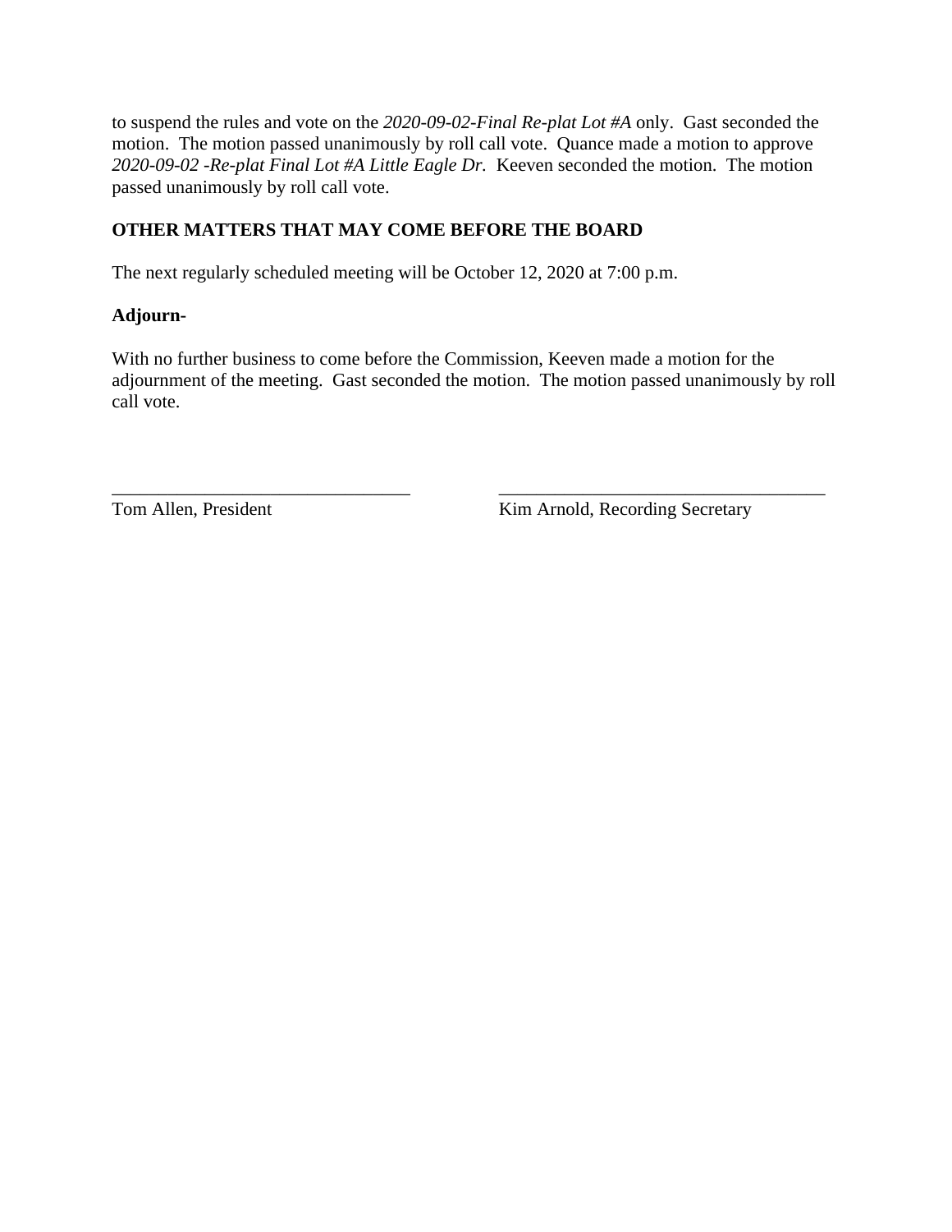to suspend the rules and vote on the *2020-09-02-Final Re-plat Lot #A* only. Gast seconded the motion. The motion passed unanimously by roll call vote. Quance made a motion to approve *2020-09-02 -Re-plat Final Lot #A Little Eagle Dr.* Keeven seconded the motion. The motion passed unanimously by roll call vote.

**OTHER MATTERS THAT MAY COME BEFORE THE BOARD**

The next regularly scheduled meeting will be October 12, 2020 at 7:00 p.m.

**Adjourn-**

With no further business to come before the Commission, Keeven made a motion for the adjournment of the meeting. Gast seconded the motion. The motion passed unanimously by roll call vote.

| | |
|---|---|
| ________________________________ | ___________________________________ |
| Tom Allen, President | Kim Arnold, Recording Secretary |